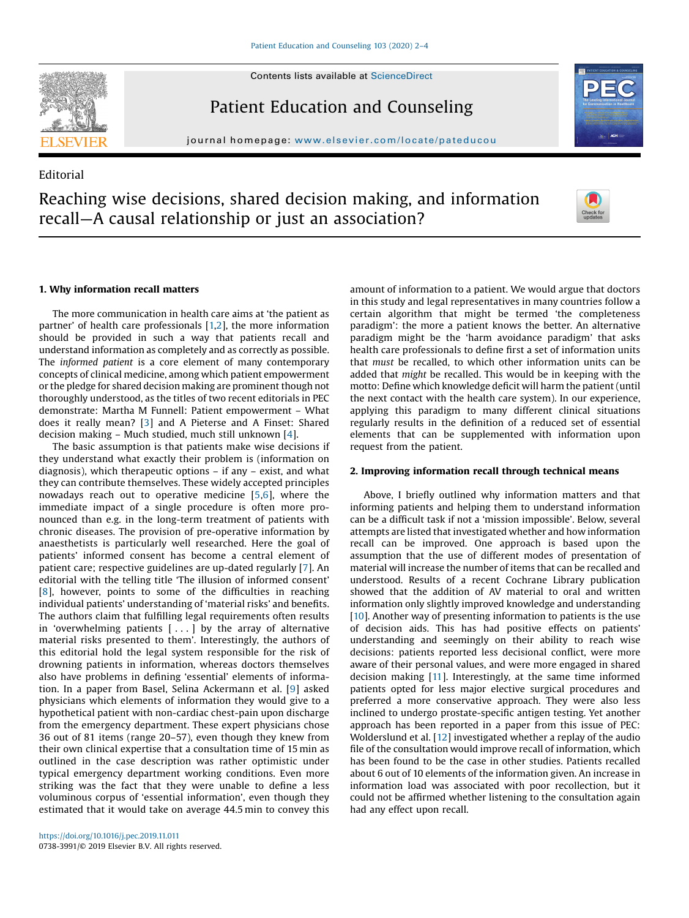Editorial

# Reaching wise decisions, shared decision making, and information recall—A causal relationship or just an association?

## 1. Why information recall matters

The more communication in health care aims at 'the patient as partner' of health care professionals [1,2], the more information should be provided in such a way that patients recall and understand information as completely and as correctly as possible. The *informed patient* is a core element of many contemporary concepts of clinical medicine, among which patient empowerment or the pledge for shared decision making are prominent though not thoroughly understood, as the titles of two recent editorials in PEC demonstrate: Martha M Funnell: Patient empowerment – What does it really mean? [3] and A Pieterse and A Finset: Shared decision making – Much studied, much still unknown [4].

The basic assumption is that patients make wise decisions if they understand what exactly their problem is (information on diagnosis), which therapeutic options – if any – exist, and what they can contribute themselves. These widely accepted principles nowadays reach out to operative medicine [5,6], where the immediate impact of a single procedure is often more pronounced than e.g. in the long-term treatment of patients with chronic diseases. The provision of pre-operative information by anaesthetists is particularly well researched. Here the goal of patients' informed consent has become a central element of patient care; respective guidelines are up-dated regularly [7]. An editorial with the telling title 'The illusion of informed consent' [8], however, points to some of the difficulties in reaching individual patients' understanding of 'material risks' and benefits. The authors claim that fulfilling legal requirements often results in 'overwhelming patients [ . . . ] by the array of alternative material risks presented to them'. Interestingly, the authors of this editorial hold the legal system responsible for the risk of drowning patients in information, whereas doctors themselves also have problems in defining 'essential' elements of information. In a paper from Basel, Selina Ackermann et al. [9] asked physicians which elements of information they would give to a hypothetical patient with non-cardiac chest-pain upon discharge from the emergency department. These expert physicians chose 36 out of 81 items (range 20–57), even though they knew from their own clinical expertise that a consultation time of 15 min as outlined in the case description was rather optimistic under typical emergency department working conditions. Even more striking was the fact that they were unable to define a less voluminous corpus of 'essential information', even though they estimated that it would take on average 44.5 min to convey this amount of information to a patient. We would argue that doctors in this study and legal representatives in many countries follow a certain algorithm that might be termed 'the completeness paradigm': the more a patient knows the better. An alternative paradigm might be the 'harm avoidance paradigm' that asks health care professionals to define first a set of information units that *must* be recalled, to which other information units can be added that *might* be recalled. This would be in keeping with the motto: Define which knowledge deficit will harm the patient (until the next contact with the health care system). In our experience, applying this paradigm to many different clinical situations regularly results in the definition of a reduced set of essential elements that can be supplemented with information upon request from the patient.

## 2. Improving information recall through technical means

Above, I briefly outlined why information matters and that informing patients and helping them to understand information can be a difficult task if not a 'mission impossible'. Below, several attempts are listed that investigated whether and how information recall can be improved. One approach is based upon the assumption that the use of different modes of presentation of material will increase the number of items that can be recalled and understood. Results of a recent Cochrane Library publication showed that the addition of AV material to oral and written information only slightly improved knowledge and understanding [10]. Another way of presenting information to patients is the use of decision aids. This has had positive effects on patients' understanding and seemingly on their ability to reach wise decisions: patients reported less decisional conflict, were more aware of their personal values, and were more engaged in shared decision making [11]. Interestingly, at the same time informed patients opted for less major elective surgical procedures and preferred a more conservative approach. They were also less inclined to undergo prostate-specific antigen testing. Yet another approach has been reported in a paper from this issue of PEC: Wolderslund et al. [12] investigated whether a replay of the audio file of the consultation would improve recall of information, which has been found to be the case in other studies. Patients recalled about 6 out of 10 elements of the information given. An increase in information load was associated with poor recollection, but it could not be affirmed whether listening to the consultation again had any effect upon recall.

https://doi.org/10.1016/j.pec.2019.11.011
0738-3991/© 2019 Elsevier B.V. All rights reserved.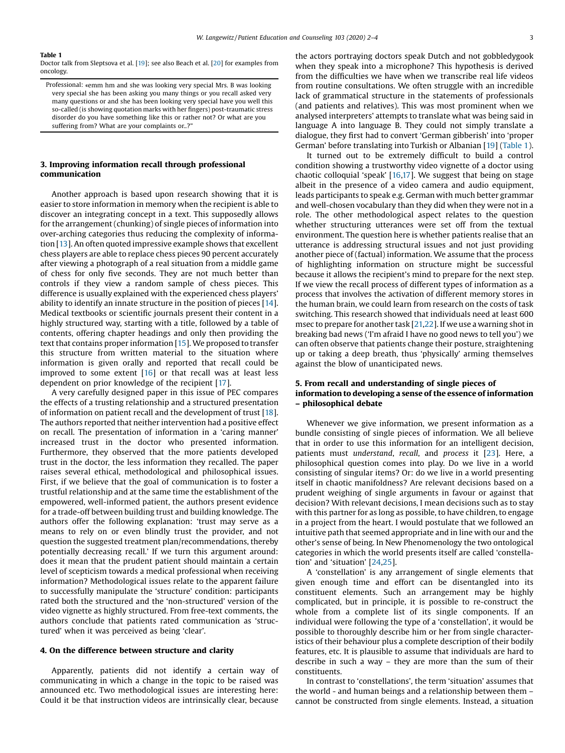**Table 1**
Doctor talk from Sleptsova et al. [19]; see also Beach et al. [20] for examples from oncology.

| Professional: «emm hm and she was looking very special Mrs. B was looking very special she has been asking you many things or you recall asked very many questions or and she has been looking very special have you well this so-called (is showing quotation marks with her fingers) post-traumatic stress disorder do you have something like this or rather not? Or what are you suffering from? What are your complaints or..?" |
|---|

## 3. Improving information recall through professional communication

Another approach is based upon research showing that it is easier to store information in memory when the recipient is able to discover an integrating concept in a text. This supposedly allows for the arrangement (chunking) of single pieces of information into over-arching categories thus reducing the complexity of information [13]. An often quoted impressive example shows that excellent chess players are able to replace chess pieces 90 percent accurately after viewing a photograph of a real situation from a middle game of chess for only five seconds. They are not much better than controls if they view a random sample of chess pieces. This difference is usually explained with the experienced chess players' ability to identify an innate structure in the position of pieces [14]. Medical textbooks or scientific journals present their content in a highly structured way, starting with a title, followed by a table of contents, offering chapter headings and only then providing the text that contains proper information [15]. We proposed to transfer this structure from written material to the situation where information is given orally and reported that recall could be improved to some extent [16] or that recall was at least less dependent on prior knowledge of the recipient [17].

A very carefully designed paper in this issue of PEC compares the effects of a trusting relationship and a structured presentation of information on patient recall and the development of trust [18]. The authors reported that neither intervention had a positive effect on recall. The presentation of information in a 'caring manner' increased trust in the doctor who presented information. Furthermore, they observed that the more patients developed trust in the doctor, the less information they recalled. The paper raises several ethical, methodological and philosophical issues. First, if we believe that the goal of communication is to foster a trustful relationship and at the same time the establishment of the empowered, well-informed patient, the authors present evidence for a trade-off between building trust and building knowledge. The authors offer the following explanation: 'trust may serve as a means to rely on or even blindly trust the provider, and not question the suggested treatment plan/recommendations, thereby potentially decreasing recall.' If we turn this argument around: does it mean that the prudent patient should maintain a certain level of scepticism towards a medical professional when receiving information? Methodological issues relate to the apparent failure to successfully manipulate the 'structure' condition: participants rated both the structured and the 'non-structured' version of the video vignette as highly structured. From free-text comments, the authors conclude that patients rated communication as 'structured' when it was perceived as being 'clear'.

## 4. On the difference between structure and clarity

Apparently, patients did not identify a certain way of communicating in which a change in the topic to be raised was announced etc. Two methodological issues are interesting here: Could it be that instruction videos are intrinsically clear, because the actors portraying doctors speak Dutch and not gobbledygook when they speak into a microphone? This hypothesis is derived from the difficulties we have when we transcribe real life videos from routine consultations. We often struggle with an incredible lack of grammatical structure in the statements of professionals (and patients and relatives). This was most prominent when we analysed interpreters' attempts to translate what was being said in language A into language B. They could not simply translate a dialogue, they first had to convert 'German gibberish' into 'proper German' before translating into Turkish or Albanian [19] (Table 1).

It turned out to be extremely difficult to build a control condition showing a trustworthy video vignette of a doctor using chaotic colloquial 'speak' [16,17]. We suggest that being on stage albeit in the presence of a video camera and audio equipment, leads participants to speak e.g. German with much better grammar and well-chosen vocabulary than they did when they were not in a role. The other methodological aspect relates to the question whether structuring utterances were set off from the textual environment. The question here is whether patients realise that an utterance is addressing structural issues and not just providing another piece of (factual) information. We assume that the process of highlighting information on structure might be successful because it allows the recipient's mind to prepare for the next step. If we view the recall process of different types of information as a process that involves the activation of different memory stores in the human brain, we could learn from research on the costs of task switching. This research showed that individuals need at least 600 msec to prepare for another task [21,22]. If we use a warning shot in breaking bad news ('I'm afraid I have no good news to tell you') we can often observe that patients change their posture, straightening up or taking a deep breath, thus 'physically' arming themselves against the blow of unanticipated news.

## 5. From recall and understanding of single pieces of information to developing a sense of the essence of information – philosophical debate

Whenever we give information, we present information as a bundle consisting of single pieces of information. We all believe that in order to use this information for an intelligent decision, patients must *understand*, *recall*, and *process* it [23]. Here, a philosophical question comes into play. Do we live in a world consisting of singular items? Or: do we live in a world presenting itself in chaotic manifoldness? Are relevant decisions based on a prudent weighing of single arguments in favour or against that decision? With relevant decisions, I mean decisions such as to stay with this partner for as long as possible, to have children, to engage in a project from the heart. I would postulate that we followed an intuitive path that seemed appropriate and in line with our and the other's sense of being. In New Phenomenology the two ontological categories in which the world presents itself are called 'constellation' and 'situation' [24,25].

A 'constellation' is any arrangement of single elements that given enough time and effort can be disentangled into its constituent elements. Such an arrangement may be highly complicated, but in principle, it is possible to re-construct the whole from a complete list of its single components. If an individual were following the type of a 'constellation', it would be possible to thoroughly describe him or her from single characteristics of their behaviour plus a complete description of their bodily features, etc. It is plausible to assume that individuals are hard to describe in such a way – they are more than the sum of their constituents.

In contrast to 'constellations', the term 'situation' assumes that the world - and human beings and a relationship between them – cannot be constructed from single elements. Instead, a situation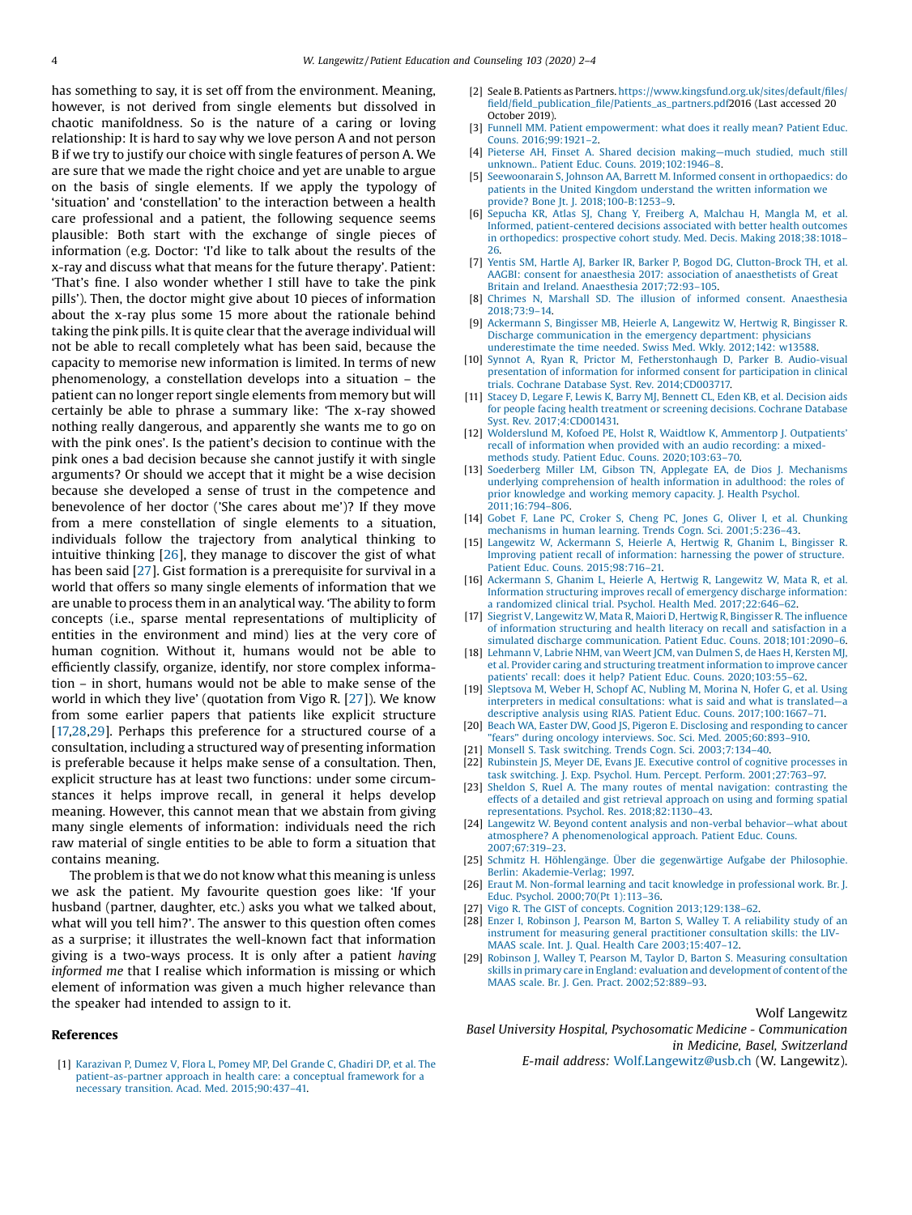has something to say, it is set off from the environment. Meaning, however, is not derived from single elements but dissolved in chaotic manifoldness. So is the nature of a caring or loving relationship: It is hard to say why we love person A and not person B if we try to justify our choice with single features of person A. We are sure that we made the right choice and yet are unable to argue on the basis of single elements. If we apply the typology of 'situation' and 'constellation' to the interaction between a health care professional and a patient, the following sequence seems plausible: Both start with the exchange of single pieces of information (e.g. Doctor: 'I'd like to talk about the results of the x-ray and discuss what that means for the future therapy'. Patient: 'That's fine. I also wonder whether I still have to take the pink pills'). Then, the doctor might give about 10 pieces of information about the x-ray plus some 15 more about the rationale behind taking the pink pills. It is quite clear that the average individual will not be able to recall completely what has been said, because the capacity to memorise new information is limited. In terms of new phenomenology, a constellation develops into a situation – the patient can no longer report single elements from memory but will certainly be able to phrase a summary like: 'The x-ray showed nothing really dangerous, and apparently she wants me to go on with the pink ones'. Is the patient's decision to continue with the pink ones a bad decision because she cannot justify it with single arguments? Or should we accept that it might be a wise decision because she developed a sense of trust in the competence and benevolence of her doctor ('She cares about me')? If they move from a mere constellation of single elements to a situation, individuals follow the trajectory from analytical thinking to intuitive thinking [26], they manage to discover the gist of what has been said [27]. Gist formation is a prerequisite for survival in a world that offers so many single elements of information that we are unable to process them in an analytical way. 'The ability to form concepts (i.e., sparse mental representations of multiplicity of entities in the environment and mind) lies at the very core of human cognition. Without it, humans would not be able to efficiently classify, organize, identify, nor store complex information – in short, humans would not be able to make sense of the world in which they live' (quotation from Vigo R. [27]). We know from some earlier papers that patients like explicit structure [17,28,29]. Perhaps this preference for a structured course of a consultation, including a structured way of presenting information is preferable because it helps make sense of a consultation. Then, explicit structure has at least two functions: under some circumstances it helps improve recall, in general it helps develop meaning. However, this cannot mean that we abstain from giving many single elements of information: individuals need the rich raw material of single entities to be able to form a situation that contains meaning.

The problem is that we do not know what this meaning is unless we ask the patient. My favourite question goes like: 'If your husband (partner, daughter, etc.) asks you what we talked about, what will you tell him?'. The answer to this question often comes as a surprise; it illustrates the well-known fact that information giving is a two-ways process. It is only after a patient *having informed me* that I realise which information is missing or which element of information was given a much higher relevance than the speaker had intended to assign to it.

## References

[1] Karazivan P, Dumez V, Flora L, Pomey MP, Del Grande C, Ghadiri DP, et al. The patient-as-partner approach in health care: a conceptual framework for a necessary transition. Acad. Med. 2015;90:437–41.

[2] Seale B. Patients as Partners. https://www.kingsfund.org.uk/sites/default/files/field/field_publication_file/Patients_as_partners.pdf2016 (Last accessed 20 October 2019).

[3] Funnell MM. Patient empowerment: what does it really mean? Patient Educ. Couns. 2016;99:1921–2.

[4] Pieterse AH, Finset A. Shared decision making—much studied, much still unknown.. Patient Educ. Couns. 2019;102:1946–8.

[5] Seewoonarain S, Johnson AA, Barrett M. Informed consent in orthopaedics: do patients in the United Kingdom understand the written information we provide? Bone Jt. J. 2018;100-B:1253–9.

[6] Sepucha KR, Atlas SJ, Chang Y, Freiberg A, Malchau H, Mangla M, et al. Informed, patient-centered decisions associated with better health outcomes in orthopedics: prospective cohort study. Med. Decis. Making 2018;38:1018–26.

[7] Yentis SM, Hartle AJ, Barker IR, Barker P, Bogod DG, Clutton-Brock TH, et al. AAGBI: consent for anaesthesia 2017: association of anaesthetists of Great Britain and Ireland. Anaesthesia 2017;72:93–105.

[8] Chrimes N, Marshall SD. The illusion of informed consent. Anaesthesia 2018;73:9–14.

[9] Ackermann S, Bingisser MB, Heierle A, Langewitz W, Hertwig R, Bingisser R. Discharge communication in the emergency department: physicians underestimate the time needed. Swiss Med. Wkly. 2012;142: w13588.

[10] Synnot A, Ryan R, Prictor M, Fetherstonhaugh D, Parker B. Audio-visual presentation of information for informed consent for participation in clinical trials. Cochrane Database Syst. Rev. 2014;CD003717.

[11] Stacey D, Legare F, Lewis K, Barry MJ, Bennett CL, Eden KB, et al. Decision aids for people facing health treatment or screening decisions. Cochrane Database Syst. Rev. 2017;4:CD001431.

[12] Wolderslund M, Kofoed PE, Holst R, Waidtlow K, Ammentorp J. Outpatients' recall of information when provided with an audio recording: a mixed-methods study. Patient Educ. Couns. 2020;103:63–70.

[13] Soederberg Miller LM, Gibson TN, Applegate EA, de Dios J. Mechanisms underlying comprehension of health information in adulthood: the roles of prior knowledge and working memory capacity. J. Health Psychol. 2011;16:794–806.

[14] Gobet F, Lane PC, Croker S, Cheng PC, Jones G, Oliver I, et al. Chunking mechanisms in human learning. Trends Cogn. Sci. 2001;5:236–43.

[15] Langewitz W, Ackermann S, Heierle A, Hertwig R, Ghanim L, Bingisser R. Improving patient recall of information: harnessing the power of structure. Patient Educ. Couns. 2015;98:716–21.

[16] Ackermann S, Ghanim L, Heierle A, Hertwig R, Langewitz W, Mata R, et al. Information structuring improves recall of emergency discharge information: a randomized clinical trial. Psychol. Health Med. 2017;22:646–62.

[17] Siegrist V, Langewitz W, Mata R, Maiori D, Hertwig R, Bingisser R. The influence of information structuring and health literacy on recall and satisfaction in a simulated discharge communication. Patient Educ. Couns. 2018;101:2090–6.

[18] Lehmann V, Labrie NHM, van Weert JCM, van Dulmen S, de Haes H, Kersten MJ, et al. Provider caring and structuring treatment information to improve cancer patients' recall: does it help? Patient Educ. Couns. 2020;103:55–62.

[19] Sleptsova M, Weber H, Schopf AC, Nubling M, Morina N, Hofer G, et al. Using interpreters in medical consultations: what is said and what is translated—a descriptive analysis using RIAS. Patient Educ. Couns. 2017;100:1667–71.

[20] Beach WA, Easter DW, Good JS, Pigeron E. Disclosing and responding to cancer "fears" during oncology interviews. Soc. Sci. Med. 2005;60:893–910.

[21] Monsell S. Task switching. Trends Cogn. Sci. 2003;7:134–40.

[22] Rubinstein JS, Meyer DE, Evans JE. Executive control of cognitive processes in task switching. J. Exp. Psychol. Hum. Percept. Perform. 2001;27:763–97.

[23] Sheldon S, Ruel A. The many routes of mental navigation: contrasting the effects of a detailed and gist retrieval approach on using and forming spatial representations. Psychol. Res. 2018;82:1130–43.

[24] Langewitz W. Beyond content analysis and non-verbal behavior—what about atmosphere? A phenomenological approach. Patient Educ. Couns. 2007;67:319–23.

[25] Schmitz H. Höhlengänge. Über die gegenwärtige Aufgabe der Philosophie. Berlin: Akademie-Verlag; 1997.

[26] Eraut M. Non-formal learning and tacit knowledge in professional work. Br. J. Educ. Psychol. 2000;70(Pt 1):113–36.

[27] Vigo R. The GIST of concepts. Cognition 2013;129:138–62.

[28] Enzer I, Robinson J, Pearson M, Barton S, Walley T. A reliability study of an instrument for measuring general practitioner consultation skills: the LIV-MAAS scale. Int. J. Qual. Health Care 2003;15:407–12.

[29] Robinson J, Walley T, Pearson M, Taylor D, Barton S. Measuring consultation skills in primary care in England: evaluation and development of content of the MAAS scale. Br. J. Gen. Pract. 2002;52:889–93.

Wolf Langewitz
*Basel University Hospital, Psychosomatic Medicine - Communication in Medicine, Basel, Switzerland*
*E-mail address:* Wolf.Langewitz@usb.ch (W. Langewitz).